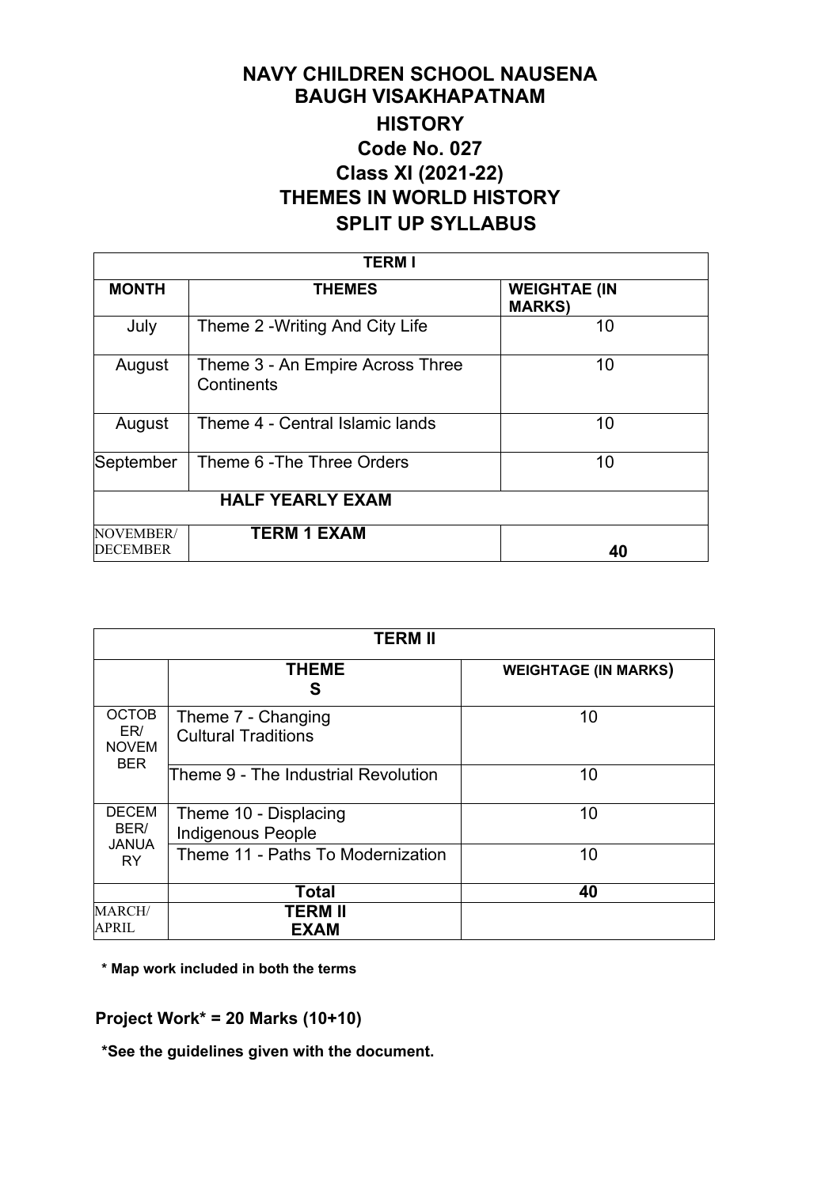# NAVY CHILDREN SCHOOL NAUSENA BAUGH VISAKHAPATNAM

## HISTORY

## Code No. 027

## Class XI (2021-22)

## THEMES IN WORLD HISTORY

## SPLIT UP SYLLABUS

| **TERM I** | | |
|---|---|---|
| **MONTH** | **THEMES** | **WEIGHTAE (IN MARKS)** |
| July | Theme 2 -Writing And City Life | 10 |
| August | Theme 3 - An Empire Across Three Continents | 10 |
| August | Theme 4 - Central Islamic lands | 10 |
| September | Theme 6 -The Three Orders | 10 |
| **HALF YEARLY EXAM** | | |
| NOVEMBER/ DECEMBER | **TERM 1 EXAM** | **40** |

| **TERM II** | | |
|---|---|---|
| | **THEMES** | **WEIGHTAGE (IN MARKS)** |
| OCTOBER/ NOVEMBER | Theme 7 - Changing Cultural Traditions | 10 |
| | Theme 9 - The Industrial Revolution | 10 |
| DECEMBER/ JANUARY | Theme 10 - Displacing Indigenous People | 10 |
| | Theme 11 - Paths To Modernization | 10 |
| | **Total** | **40** |
| MARCH/ APRIL | **TERM II EXAM** | |

**\* Map work included in both the terms**

**Project Work* = 20 Marks (10+10)**

**\*See the guidelines given with the document.**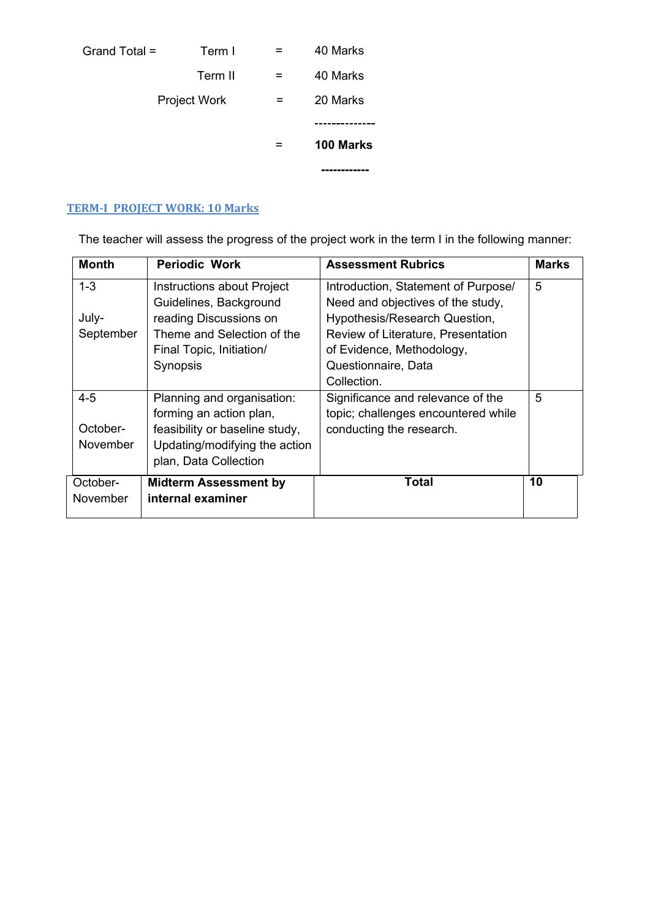| Grand Total = | Term I | = | 40 Marks |
|---|---|---|---|
| | Term II | = | 40 Marks |
| | Project Work | = | 20 Marks |
| | | = | **100 Marks** |

## TERM-I PROJECT WORK: 10 Marks

The teacher will assess the progress of the project work in the term I in the following manner:

| Month | Periodic Work | Assessment Rubrics | Marks |
|---|---|---|---|
| 1-3<br><br>July-September | Instructions about Project Guidelines, Background reading Discussions on Theme and Selection of the Final Topic, Initiation/ Synopsis | Introduction, Statement of Purpose/ Need and objectives of the study, Hypothesis/Research Question, Review of Literature, Presentation of Evidence, Methodology, Questionnaire, Data Collection. | 5 |
| 4-5<br><br>October-November | Planning and organisation: forming an action plan, feasibility or baseline study, Updating/modifying the action plan, Data Collection | Significance and relevance of the topic; challenges encountered while conducting the research. | 5 |
| October-November | **Midterm Assessment by internal examiner** | **Total** | **10** |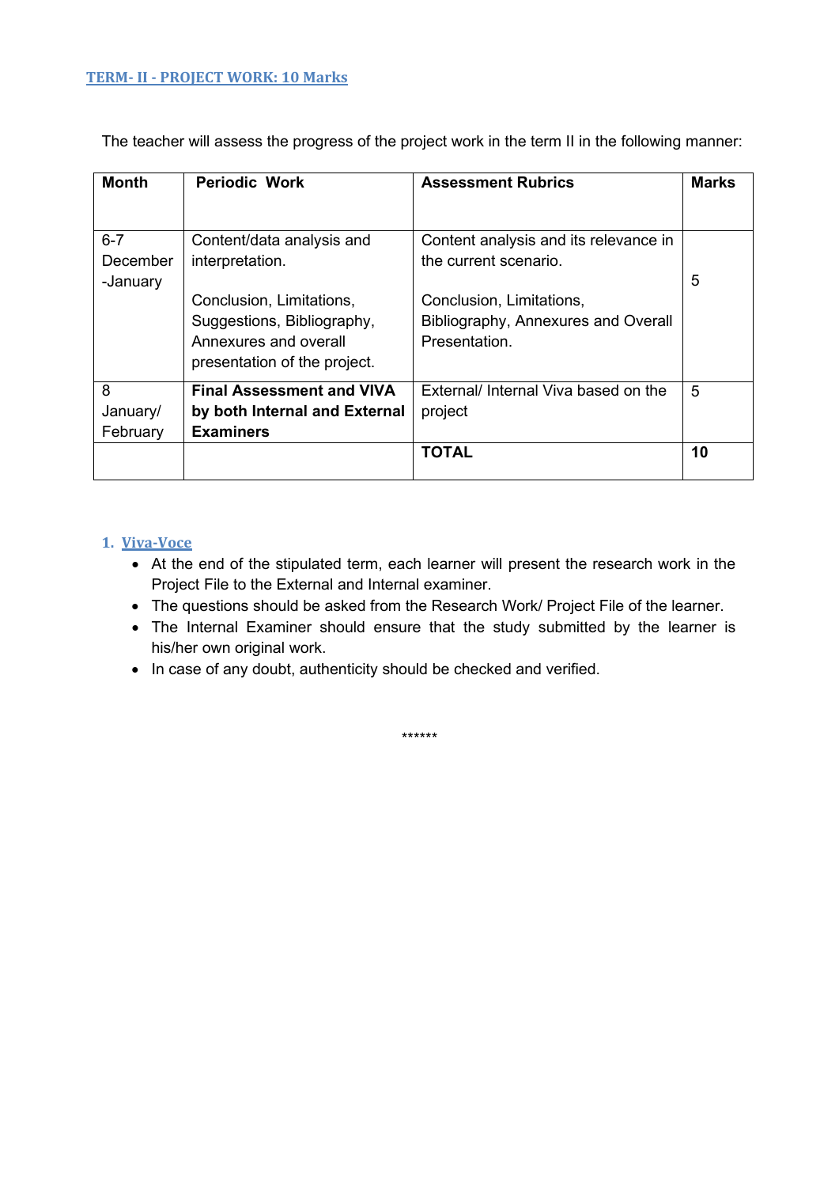**TERM- II - PROJECT WORK: 10 Marks**

The teacher will assess the progress of the project work in the term II in the following manner:

| Month | Periodic Work | Assessment Rubrics | Marks |
|---|---|---|---|
| 6-7 December -January | Content/data analysis and interpretation.<br><br>Conclusion, Limitations, Suggestions, Bibliography, Annexures and overall presentation of the project. | Content analysis and its relevance in the current scenario.<br><br>Conclusion, Limitations, Bibliography, Annexures and Overall Presentation. | 5 |
| 8 January/ February | **Final Assessment and VIVA by both Internal and External Examiners** | External/ Internal Viva based on the project | 5 |
| | | **TOTAL** | **10** |

1. **Viva-Voce**

- At the end of the stipulated term, each learner will present the research work in the Project File to the External and Internal examiner.
- The questions should be asked from the Research Work/ Project File of the learner.
- The Internal Examiner should ensure that the study submitted by the learner is his/her own original work.
- In case of any doubt, authenticity should be checked and verified.

******